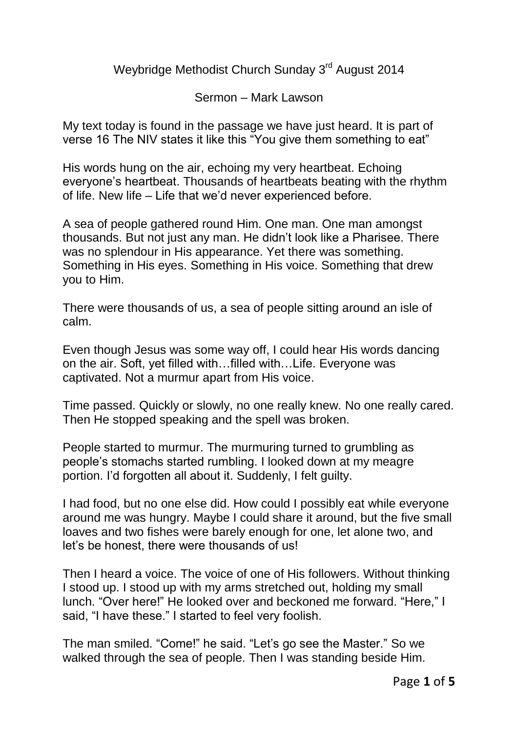Weybridge Methodist Church Sunday 3rd August 2014

Sermon – Mark Lawson

My text today is found in the passage we have just heard. It is part of verse 16 The NIV states it like this "You give them something to eat"

His words hung on the air, echoing my very heartbeat. Echoing everyone's heartbeat. Thousands of heartbeats beating with the rhythm of life. New life – Life that we'd never experienced before.

A sea of people gathered round Him. One man. One man amongst thousands. But not just any man. He didn't look like a Pharisee. There was no splendour in His appearance. Yet there was something. Something in His eyes. Something in His voice. Something that drew you to Him.

There were thousands of us, a sea of people sitting around an isle of calm.

Even though Jesus was some way off, I could hear His words dancing on the air. Soft, yet filled with…filled with…Life. Everyone was captivated. Not a murmur apart from His voice.

Time passed. Quickly or slowly, no one really knew. No one really cared. Then He stopped speaking and the spell was broken.

People started to murmur. The murmuring turned to grumbling as people's stomachs started rumbling. I looked down at my meagre portion. I'd forgotten all about it. Suddenly, I felt guilty.

I had food, but no one else did. How could I possibly eat while everyone around me was hungry. Maybe I could share it around, but the five small loaves and two fishes were barely enough for one, let alone two, and let's be honest, there were thousands of us!

Then I heard a voice. The voice of one of His followers. Without thinking I stood up. I stood up with my arms stretched out, holding my small lunch. "Over here!" He looked over and beckoned me forward. "Here," I said, "I have these." I started to feel very foolish.

The man smiled. "Come!" he said. "Let's go see the Master." So we walked through the sea of people. Then I was standing beside Him.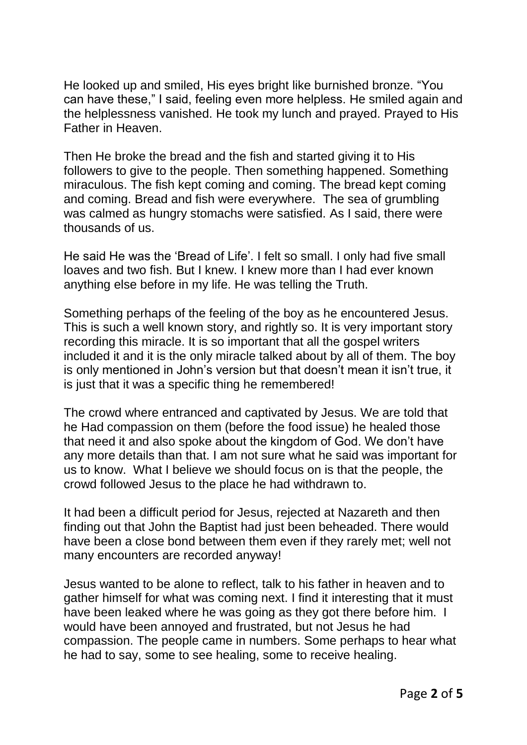He looked up and smiled, His eyes bright like burnished bronze. “You can have these,” I said, feeling even more helpless. He smiled again and the helplessness vanished. He took my lunch and prayed. Prayed to His Father in Heaven.

Then He broke the bread and the fish and started giving it to His followers to give to the people. Then something happened. Something miraculous. The fish kept coming and coming. The bread kept coming and coming. Bread and fish were everywhere. The sea of grumbling was calmed as hungry stomachs were satisfied. As I said, there were thousands of us.

He said He was the ‘Bread of Life’. I felt so small. I only had five small loaves and two fish. But I knew. I knew more than I had ever known anything else before in my life. He was telling the Truth.

Something perhaps of the feeling of the boy as he encountered Jesus. This is such a well known story, and rightly so. It is very important story recording this miracle. It is so important that all the gospel writers included it and it is the only miracle talked about by all of them. The boy is only mentioned in John’s version but that doesn’t mean it isn’t true, it is just that it was a specific thing he remembered!

The crowd where entranced and captivated by Jesus. We are told that he Had compassion on them (before the food issue) he healed those that need it and also spoke about the kingdom of God. We don’t have any more details than that. I am not sure what he said was important for us to know. What I believe we should focus on is that the people, the crowd followed Jesus to the place he had withdrawn to.

It had been a difficult period for Jesus, rejected at Nazareth and then finding out that John the Baptist had just been beheaded. There would have been a close bond between them even if they rarely met; well not many encounters are recorded anyway!

Jesus wanted to be alone to reflect, talk to his father in heaven and to gather himself for what was coming next. I find it interesting that it must have been leaked where he was going as they got there before him. I would have been annoyed and frustrated, but not Jesus he had compassion. The people came in numbers. Some perhaps to hear what he had to say, some to see healing, some to receive healing.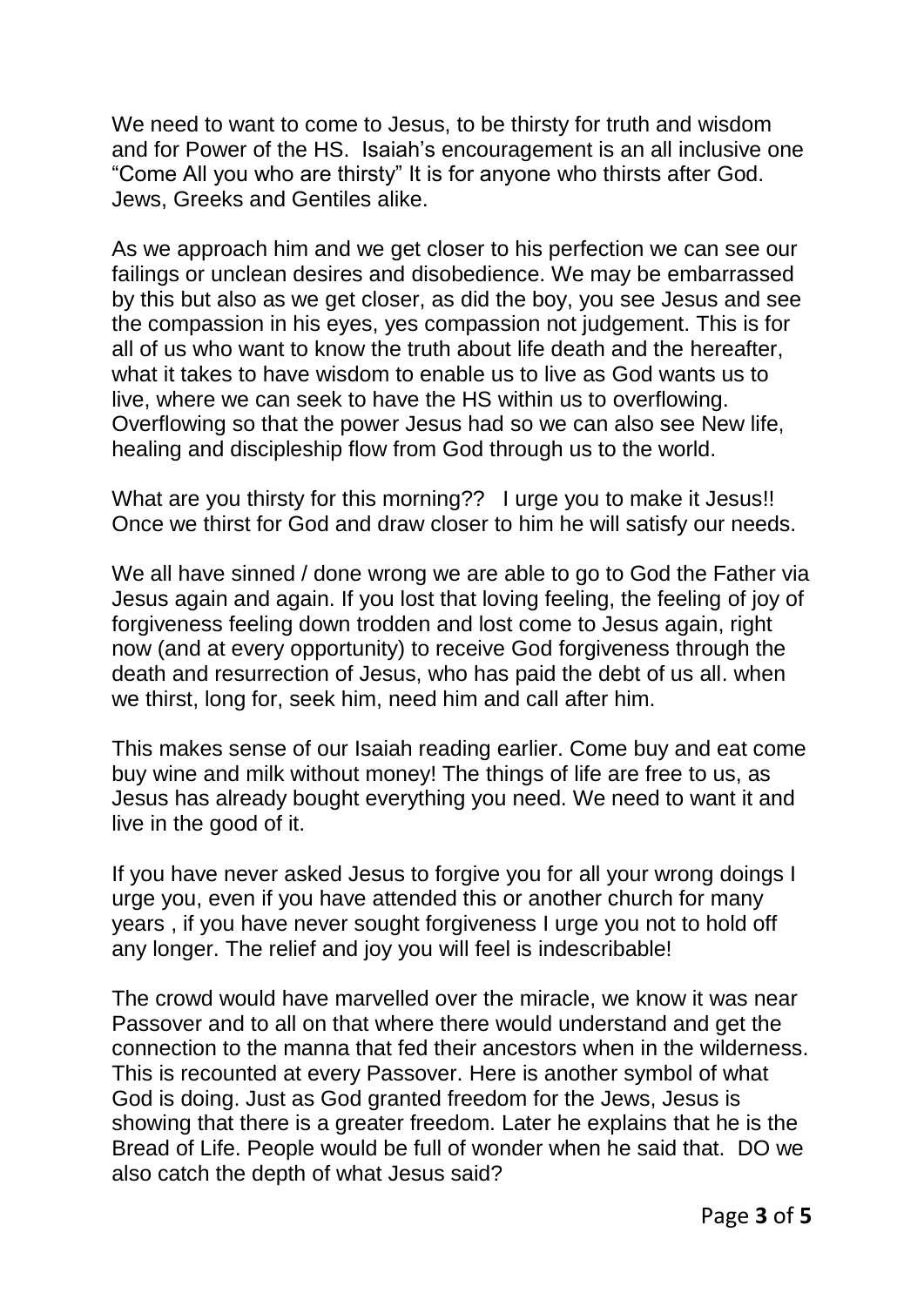We need to want to come to Jesus, to be thirsty for truth and wisdom and for Power of the HS. Isaiah's encouragement is an all inclusive one "Come All you who are thirsty" It is for anyone who thirsts after God. Jews, Greeks and Gentiles alike.

As we approach him and we get closer to his perfection we can see our failings or unclean desires and disobedience. We may be embarrassed by this but also as we get closer, as did the boy, you see Jesus and see the compassion in his eyes, yes compassion not judgement. This is for all of us who want to know the truth about life death and the hereafter, what it takes to have wisdom to enable us to live as God wants us to live, where we can seek to have the HS within us to overflowing. Overflowing so that the power Jesus had so we can also see New life, healing and discipleship flow from God through us to the world.

What are you thirsty for this morning?? I urge you to make it Jesus!! Once we thirst for God and draw closer to him he will satisfy our needs.

We all have sinned / done wrong we are able to go to God the Father via Jesus again and again. If you lost that loving feeling, the feeling of joy of forgiveness feeling down trodden and lost come to Jesus again, right now (and at every opportunity) to receive God forgiveness through the death and resurrection of Jesus, who has paid the debt of us all. when we thirst, long for, seek him, need him and call after him.

This makes sense of our Isaiah reading earlier. Come buy and eat come buy wine and milk without money! The things of life are free to us, as Jesus has already bought everything you need. We need to want it and live in the good of it.

If you have never asked Jesus to forgive you for all your wrong doings I urge you, even if you have attended this or another church for many years , if you have never sought forgiveness I urge you not to hold off any longer. The relief and joy you will feel is indescribable!

The crowd would have marvelled over the miracle, we know it was near Passover and to all on that where there would understand and get the connection to the manna that fed their ancestors when in the wilderness. This is recounted at every Passover. Here is another symbol of what God is doing. Just as God granted freedom for the Jews, Jesus is showing that there is a greater freedom. Later he explains that he is the Bread of Life. People would be full of wonder when he said that. DO we also catch the depth of what Jesus said?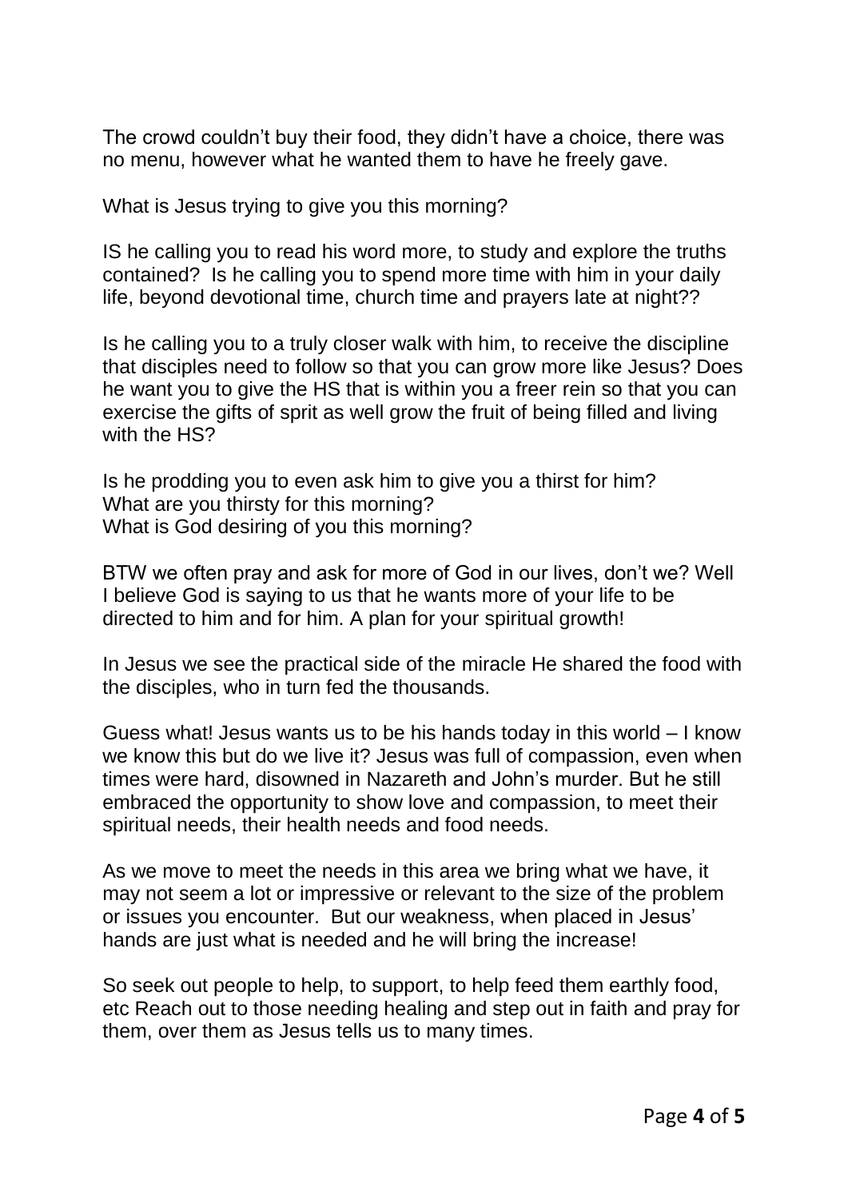The crowd couldn't buy their food, they didn't have a choice, there was no menu, however what he wanted them to have he freely gave.

What is Jesus trying to give you this morning?

IS he calling you to read his word more, to study and explore the truths contained? Is he calling you to spend more time with him in your daily life, beyond devotional time, church time and prayers late at night??

Is he calling you to a truly closer walk with him, to receive the discipline that disciples need to follow so that you can grow more like Jesus? Does he want you to give the HS that is within you a freer rein so that you can exercise the gifts of sprit as well grow the fruit of being filled and living with the HS?

Is he prodding you to even ask him to give you a thirst for him?
What are you thirsty for this morning?
What is God desiring of you this morning?

BTW we often pray and ask for more of God in our lives, don't we? Well I believe God is saying to us that he wants more of your life to be directed to him and for him. A plan for your spiritual growth!

In Jesus we see the practical side of the miracle He shared the food with the disciples, who in turn fed the thousands.

Guess what! Jesus wants us to be his hands today in this world – I know we know this but do we live it? Jesus was full of compassion, even when times were hard, disowned in Nazareth and John's murder. But he still embraced the opportunity to show love and compassion, to meet their spiritual needs, their health needs and food needs.

As we move to meet the needs in this area we bring what we have, it may not seem a lot or impressive or relevant to the size of the problem or issues you encounter. But our weakness, when placed in Jesus' hands are just what is needed and he will bring the increase!

So seek out people to help, to support, to help feed them earthly food, etc Reach out to those needing healing and step out in faith and pray for them, over them as Jesus tells us to many times.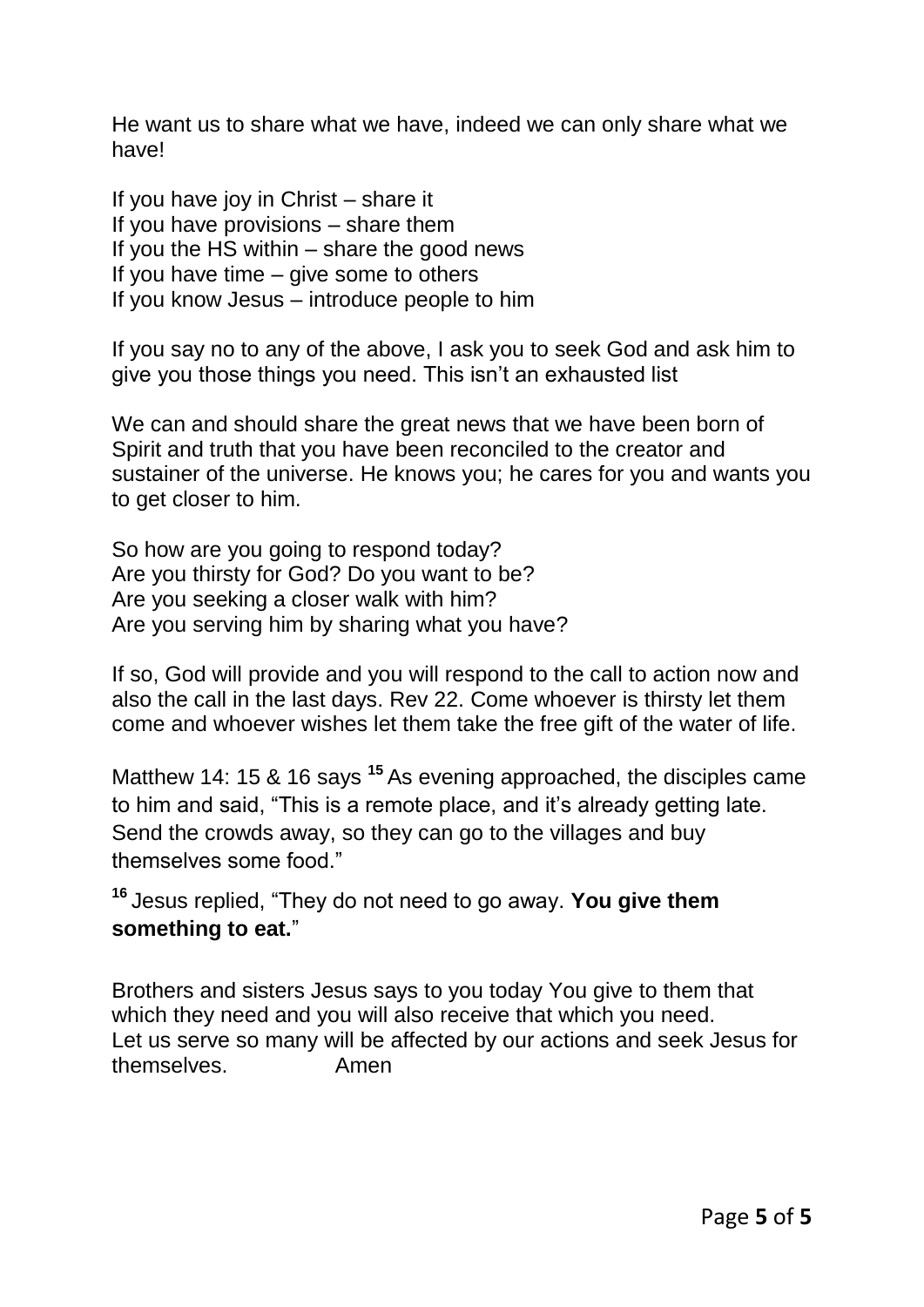He want us to share what we have, indeed we can only share what we have!

If you have joy in Christ – share it
If you have provisions – share them
If you the HS within – share the good news
If you have time – give some to others
If you know Jesus – introduce people to him

If you say no to any of the above, I ask you to seek God and ask him to give you those things you need. This isn't an exhausted list

We can and should share the great news that we have been born of Spirit and truth that you have been reconciled to the creator and sustainer of the universe. He knows you; he cares for you and wants you to get closer to him.

So how are you going to respond today?
Are you thirsty for God? Do you want to be?
Are you seeking a closer walk with him?
Are you serving him by sharing what you have?

If so, God will provide and you will respond to the call to action now and also the call in the last days. Rev 22. Come whoever is thirsty let them come and whoever wishes let them take the free gift of the water of life.

Matthew 14: 15 & 16 says [15] As evening approached, the disciples came to him and said, "This is a remote place, and it's already getting late. Send the crowds away, so they can go to the villages and buy themselves some food."

[16] Jesus replied, "They do not need to go away. **You give them something to eat.**"

Brothers and sisters Jesus says to you today You give to them that which they need and you will also receive that which you need.
Let us serve so many will be affected by our actions and seek Jesus for themselves. Amen